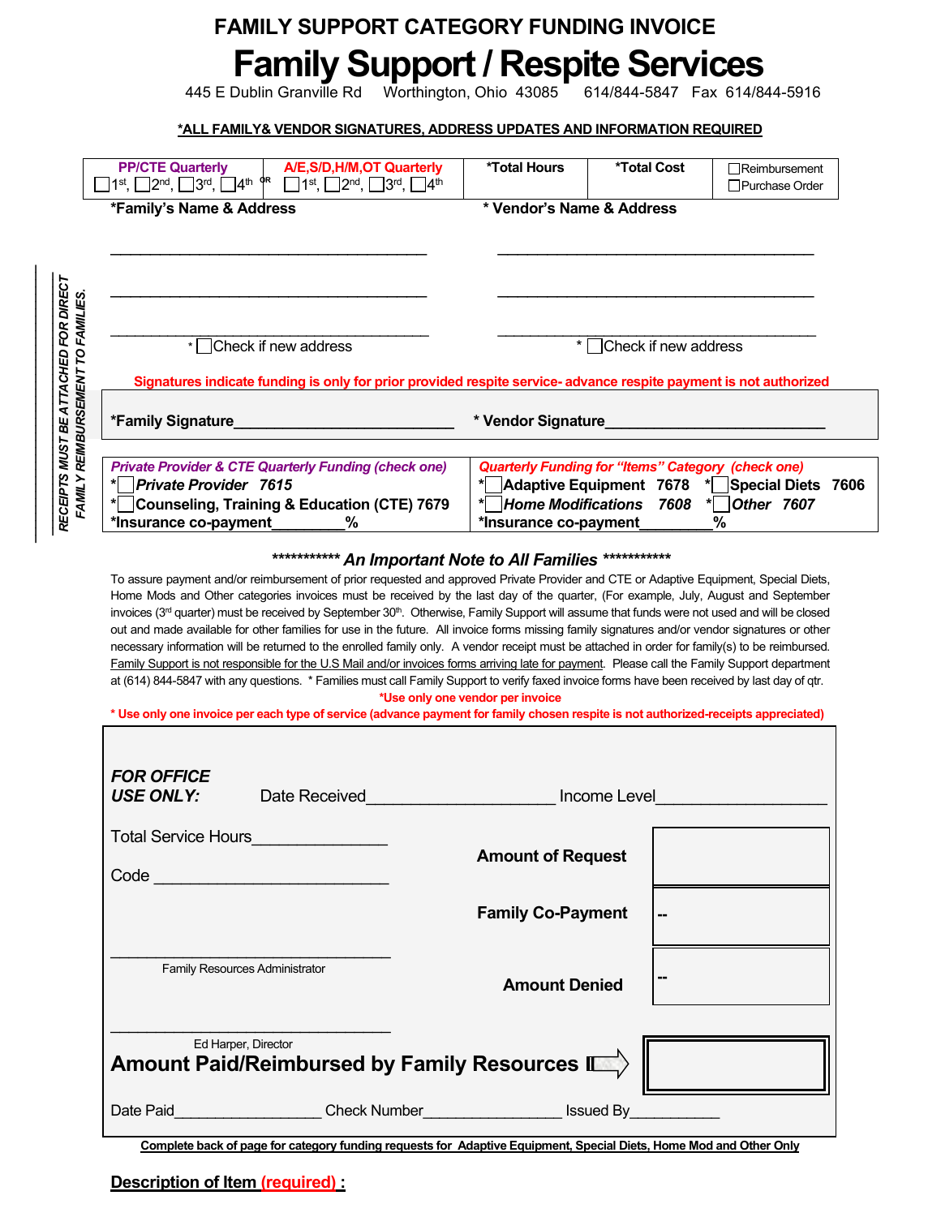# FAMILY SUPPORT CATEGORY FUNDING INVOICE

# Family Support / Respite Services

445 E Dublin Granville Rd   Worthington, Ohio 43085   614/844-5847   Fax 614/844-5916

**\*ALL FAMILY& VENDOR SIGNATURES, ADDRESS UPDATES AND INFORMATION REQUIRED**

| PP/CTE Quarterly | | A/E,S/D,H/M,OT Quarterly | \*Total Hours | \*Total Cost | |
|---|---|---|---|---|---|
| ☐1st, ☐2nd, ☐3rd, ☐4th | OR | ☐1st, ☐2nd, ☐3rd, ☐4th | | | ☐Reimbursement ☐Purchase Order |

**\*Family's Name & Address**

______________________________________

______________________________________

______________________________________

\* ☐Check if new address

**\* Vendor's Name & Address**

______________________________________

______________________________________

______________________________________

\* ☐Check if new address

**Signatures indicate funding is only for prior provided respite service- advance respite payment is not authorized**

**\*Family Signature**__________________________ **\* Vendor Signature**__________________________

| *Private Provider & CTE Quarterly Funding (check one)* | *Quarterly Funding for "Items" Category (check one)* |
|---|---|
| \*☐ ***Private Provider 7615*** | \*☐ **Adaptive Equipment 7678** \*☐ **Special Diets 7606** |
| \*☐ **Counseling, Training & Education (CTE) 7679** | \*☐ ***Home Modifications 7608*** \*☐ ***Other 7607*** |
| **\*Insurance co-payment**_________% | **\*Insurance co-payment**_________% |

RECEIPTS MUST BE ATTACHED FOR DIRECT FAMILY REIMBURSEMENT TO FAMILIES.

**\*\*\*\*\*\*\*\*\*\*\* *An Important Note to All Families* \*\*\*\*\*\*\*\*\*\*\***

To assure payment and/or reimbursement of prior requested and approved Private Provider and CTE or Adaptive Equipment, Special Diets, Home Mods and Other categories invoices must be received by the last day of the quarter, (For example, July, August and September invoices (3rd quarter) must be received by September 30th. Otherwise, Family Support will assume that funds were not used and will be closed out and made available for other families for use in the future. All invoice forms missing family signatures and/or vendor signatures or other necessary information will be returned to the enrolled family only. A vendor receipt must be attached in order for family(s) to be reimbursed. Family Support is not responsible for the U.S Mail and/or invoices forms arriving late for payment. Please call the Family Support department at (614) 844-5847 with any questions. \* Families must call Family Support to verify faxed invoice forms have been received by last day of qtr.

**\*Use only one vendor per invoice**

**\* Use only one invoice per each type of service (advance payment for family chosen respite is not authorized-receipts appreciated)**

***FOR OFFICE USE ONLY:*** Date Received____________________ Income Level__________________

Total Service Hours______________

Code __________________________

**Amount of Request** | |

**Family Co-Payment** | -- |

**Amount Denied** | -- |

______________________________
Family Resources Administrator

______________________________
Ed Harper, Director

**Amount Paid/Reimbursed by Family Resources** ⇨ | |

Date Paid_________________ Check Number________________ Issued By___________

**Complete back of page for category funding requests for Adaptive Equipment, Special Diets, Home Mod and Other Only**

**Description of Item (required) :**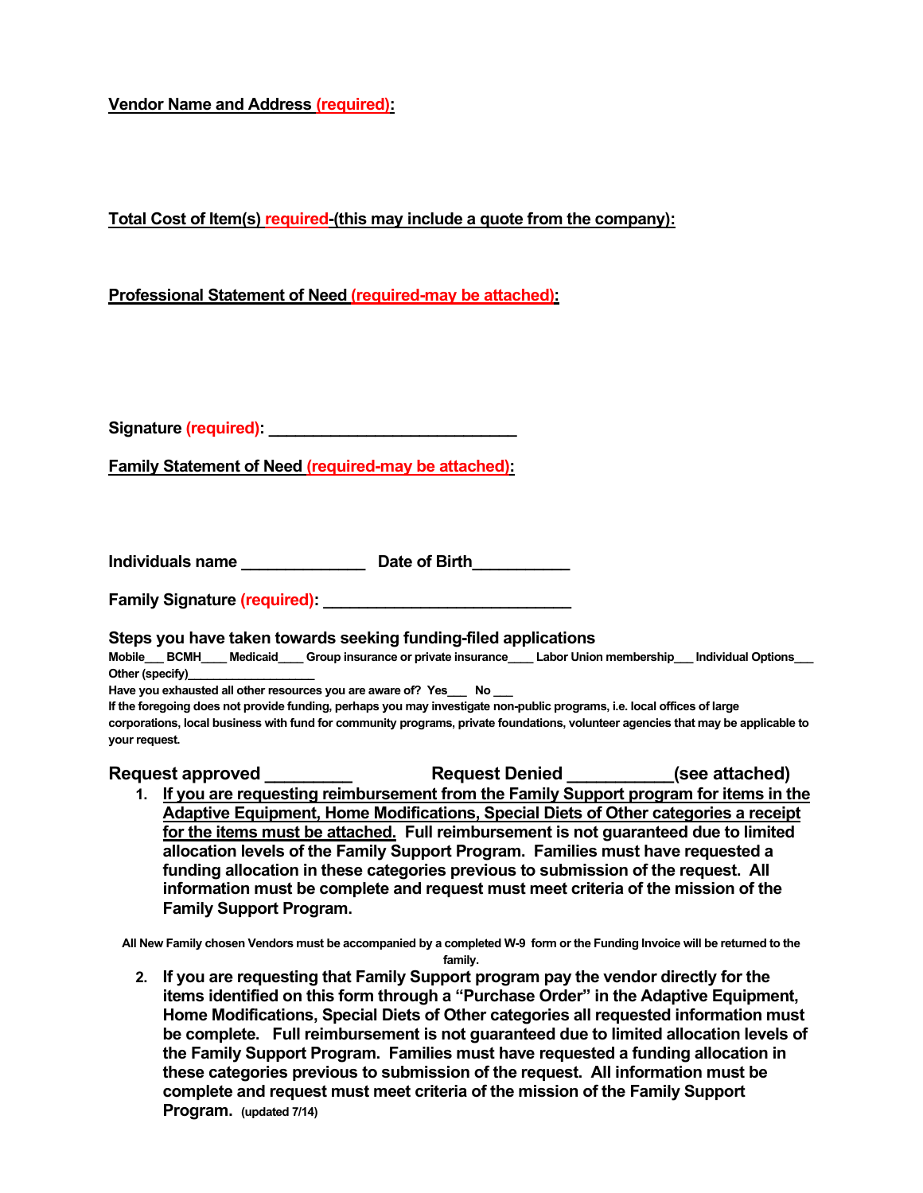**Vendor Name and Address (required):**

**Total Cost of Item(s) required-(this may include a quote from the company):**

**Professional Statement of Need (required-may be attached):**

**Signature (required):** ___________________________

**Family Statement of Need (required-may be attached):**

**Individuals name** ______________ **Date of Birth**___________

**Family Signature (required):** ___________________________

**Steps you have taken towards seeking funding-filed applications**

**Mobile___ BCMH____ Medicaid____ Group insurance or private insurance____ Labor Union membership___ Individual Options___ Other (specify)___________________**

**Have you exhausted all other resources you are aware of? Yes___ No ___**

**If the foregoing does not provide funding, perhaps you may investigate non-public programs, i.e. local offices of large corporations, local business with fund for community programs, private foundations, volunteer agencies that may be applicable to your request.**

**Request approved _________ Request Denied ___________(see attached)**

1. **If you are requesting reimbursement from the Family Support program for items in the Adaptive Equipment, Home Modifications, Special Diets of Other categories a receipt for the items must be attached. Full reimbursement is not guaranteed due to limited allocation levels of the Family Support Program. Families must have requested a funding allocation in these categories previous to submission of the request. All information must be complete and request must meet criteria of the mission of the Family Support Program.**

**All New Family chosen Vendors must be accompanied by a completed W-9 form or the Funding Invoice will be returned to the family.**

2. **If you are requesting that Family Support program pay the vendor directly for the items identified on this form through a "Purchase Order" in the Adaptive Equipment, Home Modifications, Special Diets of Other categories all requested information must be complete. Full reimbursement is not guaranteed due to limited allocation levels of the Family Support Program. Families must have requested a funding allocation in these categories previous to submission of the request. All information must be complete and request must meet criteria of the mission of the Family Support Program. (updated 7/14)**